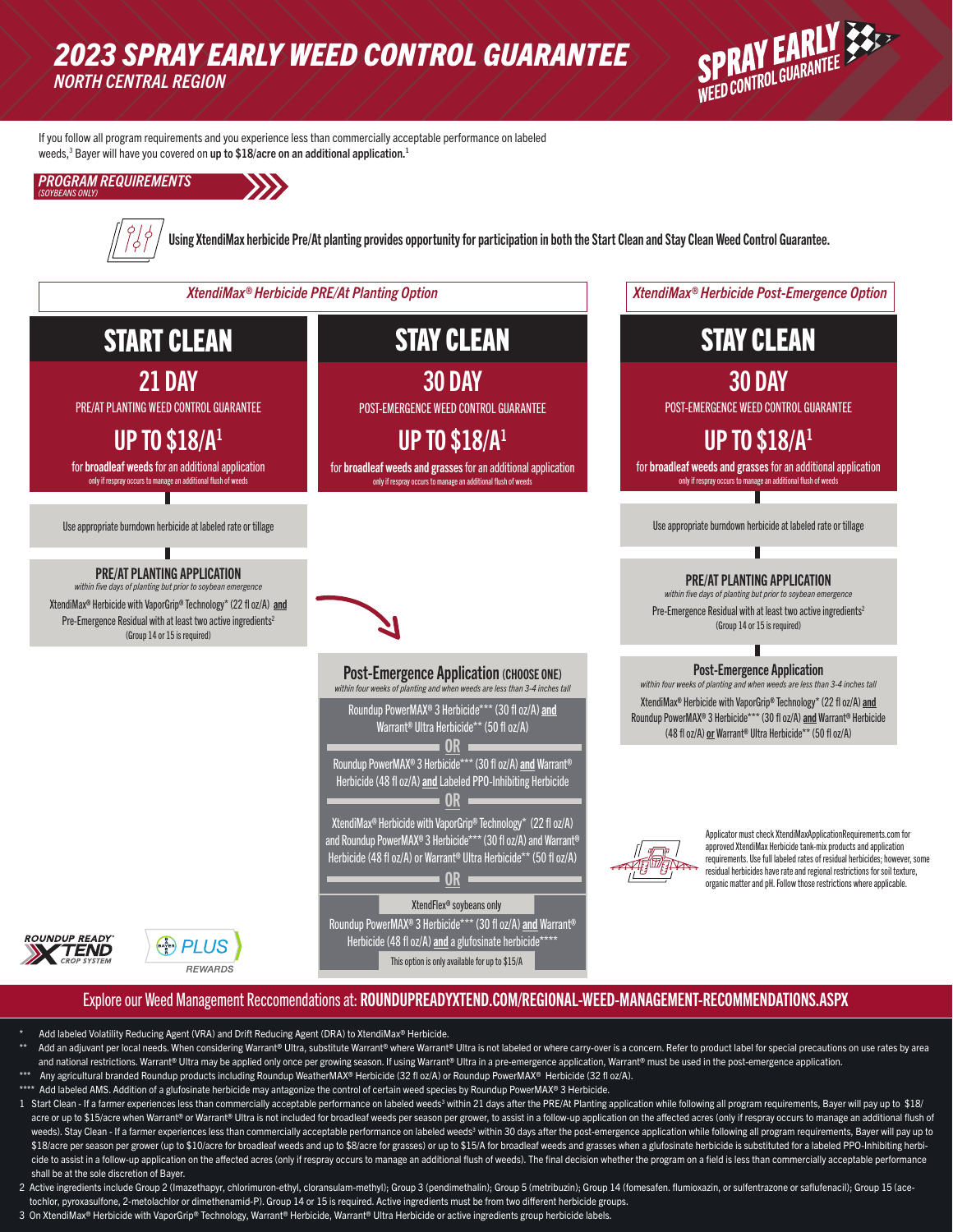# 2023 SPRAY EARLY WEED CONTROL GUARANTEE

## NORTH CENTRAL REGION

SPRAY EARLY WEED CONTROL GUARANTEE

If you follow all program requirements and you experience less than commercially acceptable performance on labeled weeds,[3] Bayer will have you covered on **up to $18/acre on an additional application.**[1]

## PROGRAM REQUIREMENTS

*(SOYBEANS ONLY)*

**Using XtendiMax herbicide Pre/At planting provides opportunity for participation in both the Start Clean and Stay Clean Weed Control Guarantee.**

### *XtendiMax® Herbicide PRE/At Planting Option*

#### START CLEAN

**21 DAY**

PRE/AT PLANTING WEED CONTROL GUARANTEE

**UP TO $18/A[1]**

for **broadleaf weeds** for an additional application

only if respray occurs to manage an additional flush of weeds

Use appropriate burndown herbicide at labeled rate or tillage

**PRE/AT PLANTING APPLICATION**

*within five days of planting but prior to soybean emergence*

XtendiMax® Herbicide with VaporGrip® Technology* (22 fl oz/A) **and** Pre-Emergence Residual with at least two active ingredients[2]

(Group 14 or 15 is required)

#### STAY CLEAN

**30 DAY**

POST-EMERGENCE WEED CONTROL GUARANTEE

**UP TO $18/A[1]**

for **broadleaf weeds and grasses** for an additional application

only if respray occurs to manage an additional flush of weeds

**Post-Emergence Application (CHOOSE ONE)**

*within four weeks of planting and when weeds are less than 3-4 inches tall*

Roundup PowerMAX® 3 Herbicide*** (30 fl oz/A) **and** Warrant® Ultra Herbicide** (50 fl oz/A)

**OR**

Roundup PowerMAX® 3 Herbicide*** (30 fl oz/A) **and** Warrant® Herbicide (48 fl oz/A) **and** Labeled PPO-Inhibiting Herbicide

**OR**

XtendiMax® Herbicide with VaporGrip® Technology* (22 fl oz/A) and Roundup PowerMAX® 3 Herbicide*** (30 fl oz/A) and Warrant® Herbicide (48 fl oz/A) or Warrant® Ultra Herbicide** (50 fl oz/A)

**OR**

XtendFlex® soybeans only

Roundup PowerMAX® 3 Herbicide*** (30 fl oz/A) **and** Warrant® Herbicide (48 fl oz/A) **and** a glufosinate herbicide****

This option is only available for up to $15/A

### *XtendiMax® Herbicide Post-Emergence Option*

#### STAY CLEAN

**30 DAY**

POST-EMERGENCE WEED CONTROL GUARANTEE

**UP TO $18/A[1]**

for **broadleaf weeds and grasses** for an additional application

only if respray occurs to manage an additional flush of weeds

Use appropriate burndown herbicide at labeled rate or tillage

**PRE/AT PLANTING APPLICATION**

*within five days of planting but prior to soybean emergence*

Pre-Emergence Residual with at least two active ingredients[2]

(Group 14 or 15 is required)

**Post-Emergence Application**

*within four weeks of planting and when weeds are less than 3-4 inches tall*

XtendiMax® Herbicide with VaporGrip® Technology* (22 fl oz/A) **and** Roundup PowerMAX® 3 Herbicide*** (30 fl oz/A) **and** Warrant® Herbicide (48 fl oz/A) **or** Warrant® Ultra Herbicide** (50 fl oz/A)

Applicator must check XtendiMaxApplicationRequirements.com for approved XtendiMax Herbicide tank-mix products and application requirements. Use full labeled rates of residual herbicides; however, some residual herbicides have rate and regional restrictions for soil texture, organic matter and pH. Follow those restrictions where applicable.

ROUNDUP READY XTEND CROP SYSTEM

BAYER PLUS REWARDS

Explore our Weed Management Reccomendations at: **ROUNDUPREADYXTEND.COM/REGIONAL-WEED-MANAGEMENT-RECOMMENDATIONS.ASPX**

\* Add labeled Volatility Reducing Agent (VRA) and Drift Reducing Agent (DRA) to XtendiMax® Herbicide.

\*\* Add an adjuvant per local needs. When considering Warrant® Ultra, substitute Warrant® where Warrant® Ultra is not labeled or where carry-over is a concern. Refer to product label for special precautions on use rates by area and national restrictions. Warrant® Ultra may be applied only once per growing season. If using Warrant® Ultra in a pre-emergence application, Warrant® must be used in the post-emergence application.

\*\*\* Any agricultural branded Roundup products including Roundup WeatherMAX® Herbicide (32 fl oz/A) or Roundup PowerMAX® Herbicide (32 fl oz/A).

\*\*\*\* Add labeled AMS. Addition of a glufosinate herbicide may antagonize the control of certain weed species by Roundup PowerMAX® 3 Herbicide.

1 Start Clean - If a farmer experiences less than commercially acceptable performance on labeled weeds[3] within 21 days after the PRE/At Planting application while following all program requirements, Bayer will pay up to $18/acre or up to $15/acre when Warrant® or Warrant® Ultra is not included for broadleaf weeds per season per grower, to assist in a follow-up application on the affected acres (only if respray occurs to manage an additional flush of weeds). Stay Clean - If a farmer experiences less than commercially acceptable performance on labeled weeds[3] within 30 days after the post-emergence application while following all program requirements, Bayer will pay up to $18/acre per season per grower (up to $10/acre for broadleaf weeds and up to $8/acre for grasses) or up to $15/A for broadleaf weeds and grasses when a glufosinate herbicide is substituted for a labeled PPO-Inhibiting herbicide to assist in a follow-up application on the affected acres (only if respray occurs to manage an additional flush of weeds). The final decision whether the program on a field is less than commercially acceptable performance shall be at the sole discretion of Bayer.

2 Active ingredients include Group 2 (Imazethapyr, chlorimuron-ethyl, cloransulam-methyl); Group 3 (pendimethalin); Group 5 (metribuzin); Group 14 (fomesafen. flumioxazin, or sulfentrazone or saflufenacil); Group 15 (acetochlor, pyroxasulfone, 2-metolachlor or dimethenamid-P). Group 14 or 15 is required. Active ingredients must be from two different herbicide groups.

3 On XtendiMax® Herbicide with VaporGrip® Technology, Warrant® Herbicide, Warrant® Ultra Herbicide or active ingredients group herbicide labels.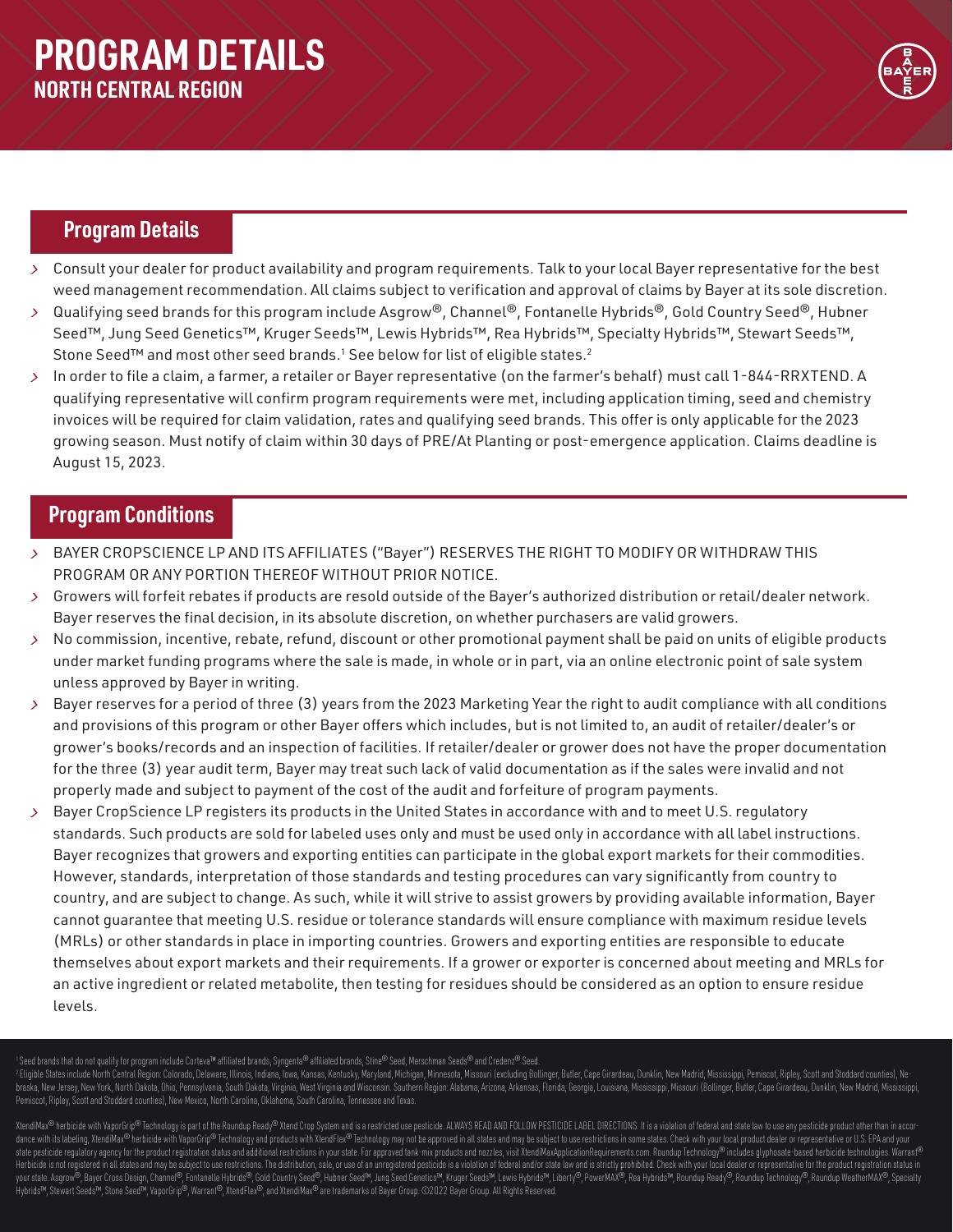# PROGRAM DETAILS
## NORTH CENTRAL REGION

## Program Details

- Consult your dealer for product availability and program requirements. Talk to your local Bayer representative for the best weed management recommendation. All claims subject to verification and approval of claims by Bayer at its sole discretion.
- Qualifying seed brands for this program include Asgrow®, Channel®, Fontanelle Hybrids®, Gold Country Seed®, Hubner Seed™, Jung Seed Genetics™, Kruger Seeds™, Lewis Hybrids™, Rea Hybrids™, Specialty Hybrids™, Stewart Seeds™, Stone Seed™ and most other seed brands.[1] See below for list of eligible states.[2]
- In order to file a claim, a farmer, a retailer or Bayer representative (on the farmer's behalf) must call 1-844-RRXTEND. A qualifying representative will confirm program requirements were met, including application timing, seed and chemistry invoices will be required for claim validation, rates and qualifying seed brands. This offer is only applicable for the 2023 growing season. Must notify of claim within 30 days of PRE/At Planting or post-emergence application. Claims deadline is August 15, 2023.

## Program Conditions

- BAYER CROPSCIENCE LP AND ITS AFFILIATES ("Bayer") RESERVES THE RIGHT TO MODIFY OR WITHDRAW THIS PROGRAM OR ANY PORTION THEREOF WITHOUT PRIOR NOTICE.
- Growers will forfeit rebates if products are resold outside of the Bayer's authorized distribution or retail/dealer network. Bayer reserves the final decision, in its absolute discretion, on whether purchasers are valid growers.
- No commission, incentive, rebate, refund, discount or other promotional payment shall be paid on units of eligible products under market funding programs where the sale is made, in whole or in part, via an online electronic point of sale system unless approved by Bayer in writing.
- Bayer reserves for a period of three (3) years from the 2023 Marketing Year the right to audit compliance with all conditions and provisions of this program or other Bayer offers which includes, but is not limited to, an audit of retailer/dealer's or grower's books/records and an inspection of facilities. If retailer/dealer or grower does not have the proper documentation for the three (3) year audit term, Bayer may treat such lack of valid documentation as if the sales were invalid and not properly made and subject to payment of the cost of the audit and forfeiture of program payments.
- Bayer CropScience LP registers its products in the United States in accordance with and to meet U.S. regulatory standards. Such products are sold for labeled uses only and must be used only in accordance with all label instructions. Bayer recognizes that growers and exporting entities can participate in the global export markets for their commodities. However, standards, interpretation of those standards and testing procedures can vary significantly from country to country, and are subject to change. As such, while it will strive to assist growers by providing available information, Bayer cannot guarantee that meeting U.S. residue or tolerance standards will ensure compliance with maximum residue levels (MRLs) or other standards in place in importing countries. Growers and exporting entities are responsible to educate themselves about export markets and their requirements. If a grower or exporter is concerned about meeting and MRLs for an active ingredient or related metabolite, then testing for residues should be considered as an option to ensure residue levels.

[1] Seed brands that do not qualify for program include Corteva™ affiliated brands, Syngenta® affiliated brands, Stine® Seed, Merschman Seeds® and Credenz® Seed.
[2] Eligible States include North Central Region: Colorado, Delaware, Illinois, Indiana, Iowa, Kansas, Kentucky, Maryland, Michigan, Minnesota, Missouri (excluding Bollinger, Butler, Cape Girardeau, Dunklin, New Madrid, Mississippi, Pemiscot, Ripley, Scott and Stoddard counties), Nebraska, New Jersey, New York, North Dakota, Ohio, Pennsylvania, South Dakota, Virginia, West Virginia and Wisconsin. Southern Region: Alabama, Arizona, Arkansas, Florida, Georgia, Louisiana, Mississippi, Missouri (Bollinger, Butler, Cape Girardeau, Dunklin, New Madrid, Mississippi, Pemiscot, Ripley, Scott and Stoddard counties), New Mexico, North Carolina, Oklahoma, South Carolina, Tennessee and Texas.

XtendiMax® herbicide with VaporGrip® Technology is part of the Roundup Ready® Xtend Crop System and is a restricted use pesticide. ALWAYS READ AND FOLLOW PESTICIDE LABEL DIRECTIONS. It is a violation of federal and state law to use any pesticide product other than in accordance with its labeling. XtendiMax® herbicide with VaporGrip® Technology and products with XtendFlex® Technology may not be approved in all states and may be subject to use restrictions in some states. Check with your local product dealer or representative or U.S. EPA and your state pesticide regulatory agency for the product registration status and additional restrictions in your state. For approved tank-mix products and nozzles, visit XtendiMaxApplicationRequirements.com. Roundup Technology® includes glyphosate-based herbicide technologies. Warrant® Herbicide is not registered in all states and may be subject to use restrictions. The distribution, sale, or use of an unregistered pesticide is a violation of federal and/or state law and is strictly prohibited. Check with your local dealer or representative for the product registration status in your state. Asgrow®, Bayer Cross Design, Channel®, Fontanelle Hybrids®, Gold Country Seed®, Hubner Seed™, Jung Seed Genetics™, Kruger Seeds™, Lewis Hybrids™, Liberty®, PowerMAX®, Rea Hybrids™, Roundup Ready®, Roundup Technology®, Roundup WeatherMAX®, Specialty Hybrids™, Stewart Seeds™, Stone Seed™, VaporGrip®, Warrant®, XtendFlex®, and XtendiMax® are trademarks of Bayer Group. ©2022 Bayer Group. All Rights Reserved.